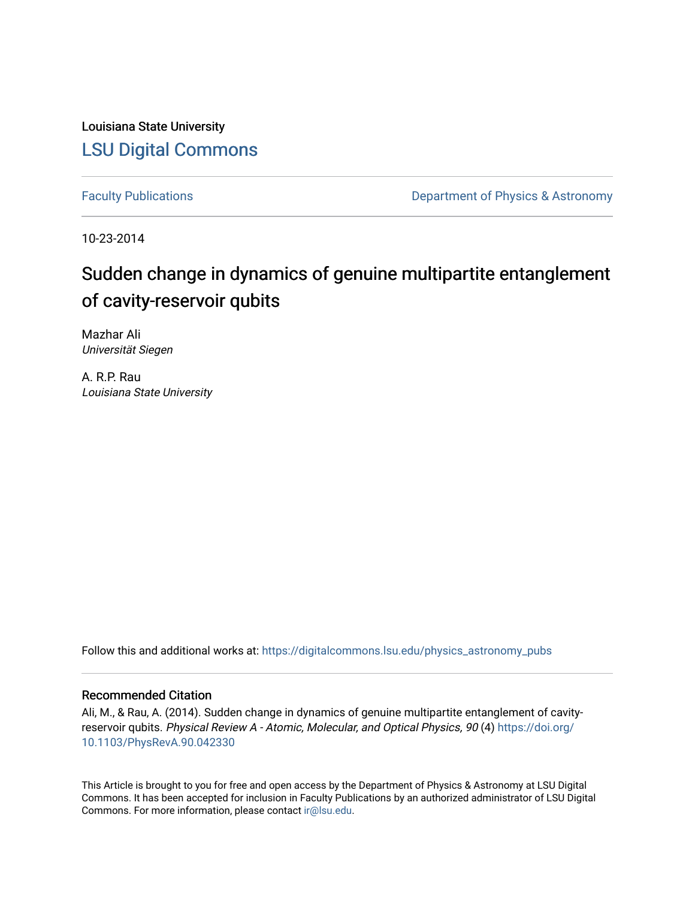Louisiana State University

LSU Digital Commons

Faculty Publications

Department of Physics & Astronomy

10-23-2014

# Sudden change in dynamics of genuine multipartite entanglement of cavity-reservoir qubits

Mazhar Ali
*Universität Siegen*

A. R.P. Rau
*Louisiana State University*

Follow this and additional works at: https://digitalcommons.lsu.edu/physics_astronomy_pubs

## Recommended Citation

Ali, M., & Rau, A. (2014). Sudden change in dynamics of genuine multipartite entanglement of cavity-reservoir qubits. *Physical Review A - Atomic, Molecular, and Optical Physics, 90* (4) https://doi.org/10.1103/PhysRevA.90.042330

This Article is brought to you for free and open access by the Department of Physics & Astronomy at LSU Digital Commons. It has been accepted for inclusion in Faculty Publications by an authorized administrator of LSU Digital Commons. For more information, please contact ir@lsu.edu.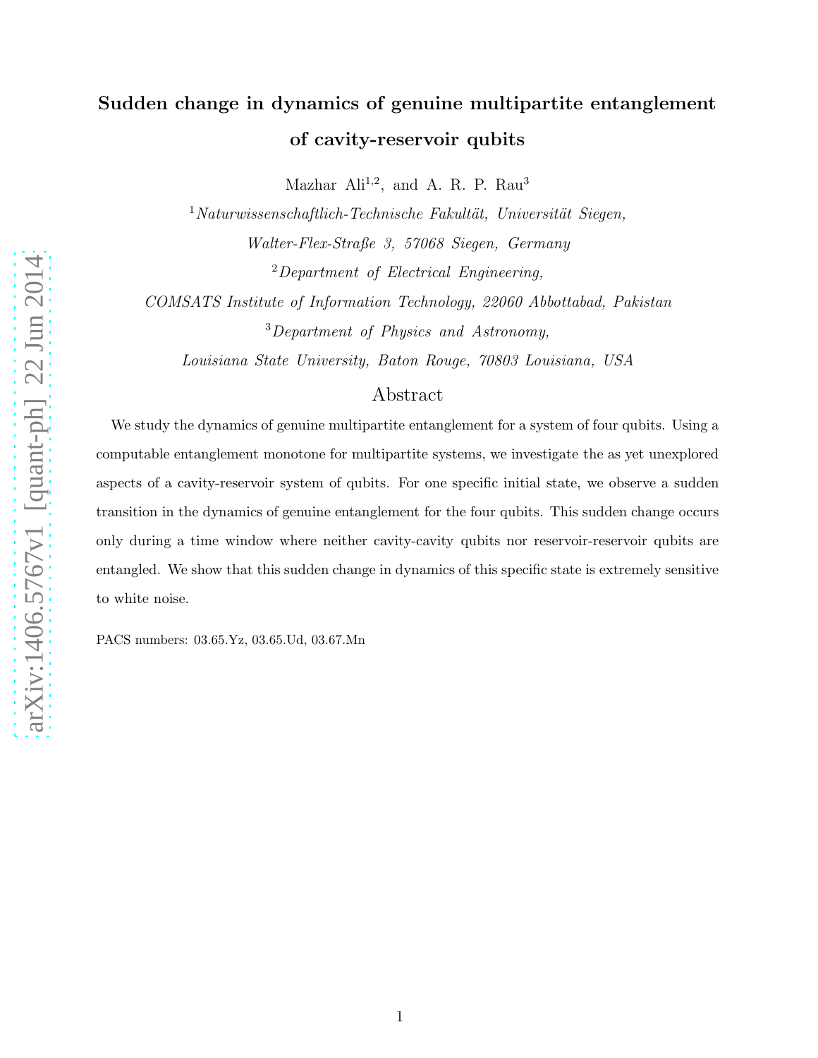# Sudden change in dynamics of genuine multipartite entanglement of cavity-reservoir qubits

Mazhar Ali[1,2], and A. R. P. Rau[3]

[1]*Naturwissenschaftlich-Technische Fakultät, Universität Siegen, Walter-Flex-Straße 3, 57068 Siegen, Germany*

[2]*Department of Electrical Engineering, COMSATS Institute of Information Technology, 22060 Abbottabad, Pakistan*

[3]*Department of Physics and Astronomy, Louisiana State University, Baton Rouge, 70803 Louisiana, USA*

## Abstract

We study the dynamics of genuine multipartite entanglement for a system of four qubits. Using a computable entanglement monotone for multipartite systems, we investigate the as yet unexplored aspects of a cavity-reservoir system of qubits. For one specific initial state, we observe a sudden transition in the dynamics of genuine entanglement for the four qubits. This sudden change occurs only during a time window where neither cavity-cavity qubits nor reservoir-reservoir qubits are entangled. We show that this sudden change in dynamics of this specific state is extremely sensitive to white noise.

PACS numbers: 03.65.Yz, 03.65.Ud, 03.67.Mn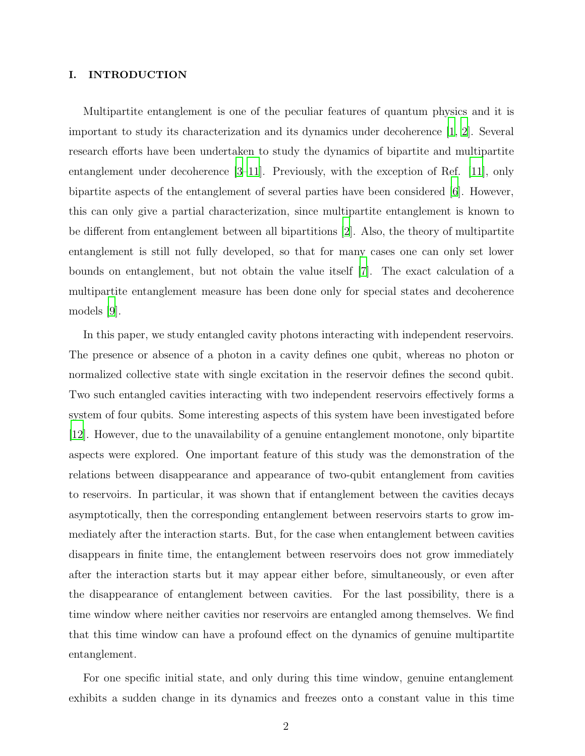## I. INTRODUCTION

Multipartite entanglement is one of the peculiar features of quantum physics and it is important to study its characterization and its dynamics under decoherence [1, 2]. Several research efforts have been undertaken to study the dynamics of bipartite and multipartite entanglement under decoherence [3–11]. Previously, with the exception of Ref. [11], only bipartite aspects of the entanglement of several parties have been considered [6]. However, this can only give a partial characterization, since multipartite entanglement is known to be different from entanglement between all bipartitions [2]. Also, the theory of multipartite entanglement is still not fully developed, so that for many cases one can only set lower bounds on entanglement, but not obtain the value itself [7]. The exact calculation of a multipartite entanglement measure has been done only for special states and decoherence models [9].

In this paper, we study entangled cavity photons interacting with independent reservoirs. The presence or absence of a photon in a cavity defines one qubit, whereas no photon or normalized collective state with single excitation in the reservoir defines the second qubit. Two such entangled cavities interacting with two independent reservoirs effectively forms a system of four qubits. Some interesting aspects of this system have been investigated before [12]. However, due to the unavailability of a genuine entanglement monotone, only bipartite aspects were explored. One important feature of this study was the demonstration of the relations between disappearance and appearance of two-qubit entanglement from cavities to reservoirs. In particular, it was shown that if entanglement between the cavities decays asymptotically, then the corresponding entanglement between reservoirs starts to grow immediately after the interaction starts. But, for the case when entanglement between cavities disappears in finite time, the entanglement between reservoirs does not grow immediately after the interaction starts but it may appear either before, simultaneously, or even after the disappearance of entanglement between cavities. For the last possibility, there is a time window where neither cavities nor reservoirs are entangled among themselves. We find that this time window can have a profound effect on the dynamics of genuine multipartite entanglement.

For one specific initial state, and only during this time window, genuine entanglement exhibits a sudden change in its dynamics and freezes onto a constant value in this time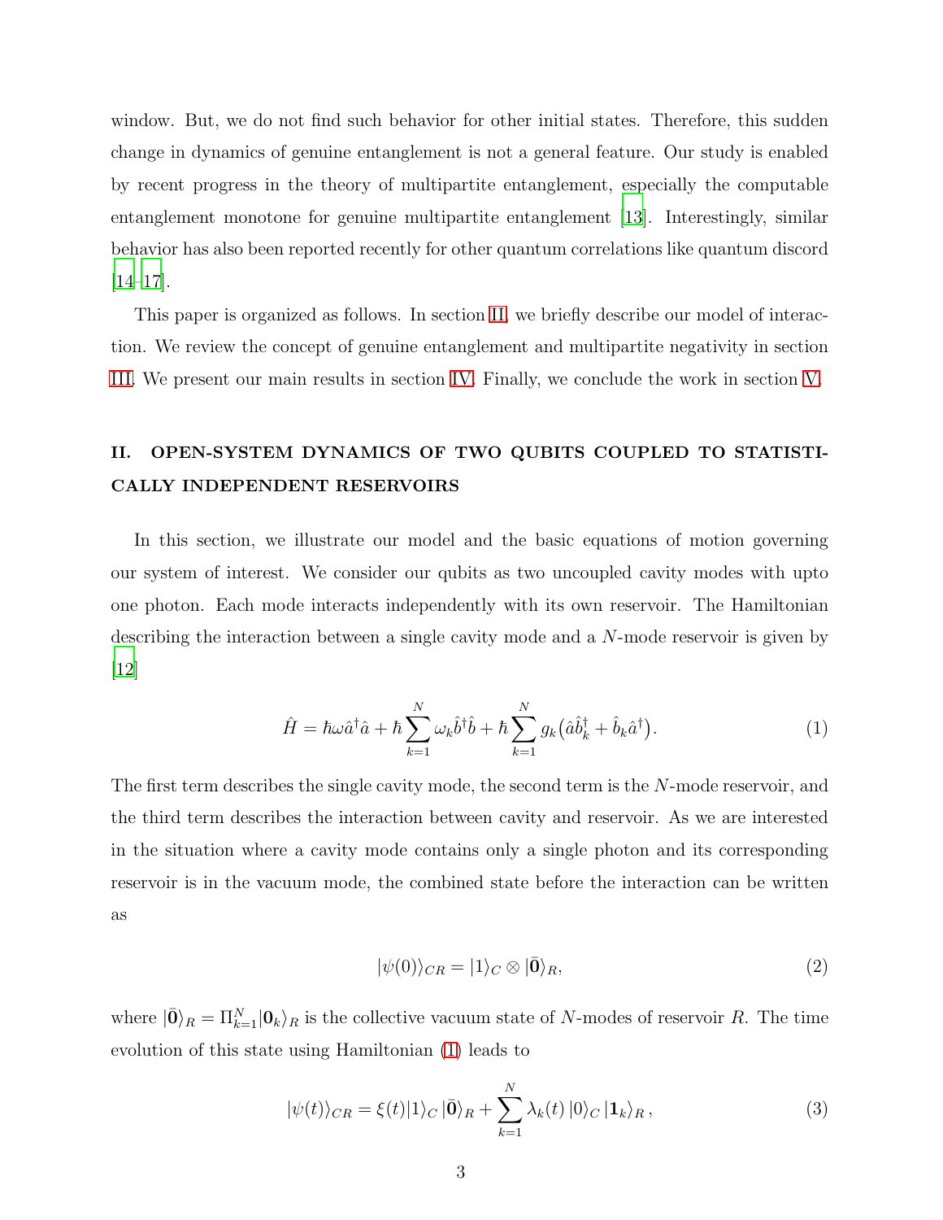window. But, we do not find such behavior for other initial states. Therefore, this sudden change in dynamics of genuine entanglement is not a general feature. Our study is enabled by recent progress in the theory of multipartite entanglement, especially the computable entanglement monotone for genuine multipartite entanglement [13]. Interestingly, similar behavior has also been reported recently for other quantum correlations like quantum discord [14–17].

This paper is organized as follows. In section II, we briefly describe our model of interaction. We review the concept of genuine entanglement and multipartite negativity in section III. We present our main results in section IV. Finally, we conclude the work in section V.

## II. OPEN-SYSTEM DYNAMICS OF TWO QUBITS COUPLED TO STATISTICALLY INDEPENDENT RESERVOIRS

In this section, we illustrate our model and the basic equations of motion governing our system of interest. We consider our qubits as two uncoupled cavity modes with upto one photon. Each mode interacts independently with its own reservoir. The Hamiltonian describing the interaction between a single cavity mode and a $N$-mode reservoir is given by [12]

$$\hat{H} = \hbar\omega\hat{a}^{\dagger}\hat{a} + \hbar\sum_{k=1}^{N}\omega_k\hat{b}^{\dagger}\hat{b} + \hbar\sum_{k=1}^{N}g_k\big(\hat{a}\hat{b}_k^{\dagger} + \hat{b}_k\hat{a}^{\dagger}\big). \tag{1}$$

The first term describes the single cavity mode, the second term is the $N$-mode reservoir, and the third term describes the interaction between cavity and reservoir. As we are interested in the situation where a cavity mode contains only a single photon and its corresponding reservoir is in the vacuum mode, the combined state before the interaction can be written as

$$|\psi(0)\rangle_{CR} = |1\rangle_C \otimes |\bar{\mathbf{0}}\rangle_R, \tag{2}$$

where $|\bar{\mathbf{0}}\rangle_R = \Pi_{k=1}^{N}|\mathbf{0}_k\rangle_R$ is the collective vacuum state of $N$-modes of reservoir $R$. The time evolution of this state using Hamiltonian (1) leads to

$$|\psi(t)\rangle_{CR} = \xi(t)|1\rangle_C\,|\bar{\mathbf{0}}\rangle_R + \sum_{k=1}^{N}\lambda_k(t)\,|0\rangle_C\,|\mathbf{1}_k\rangle_R\,, \tag{3}$$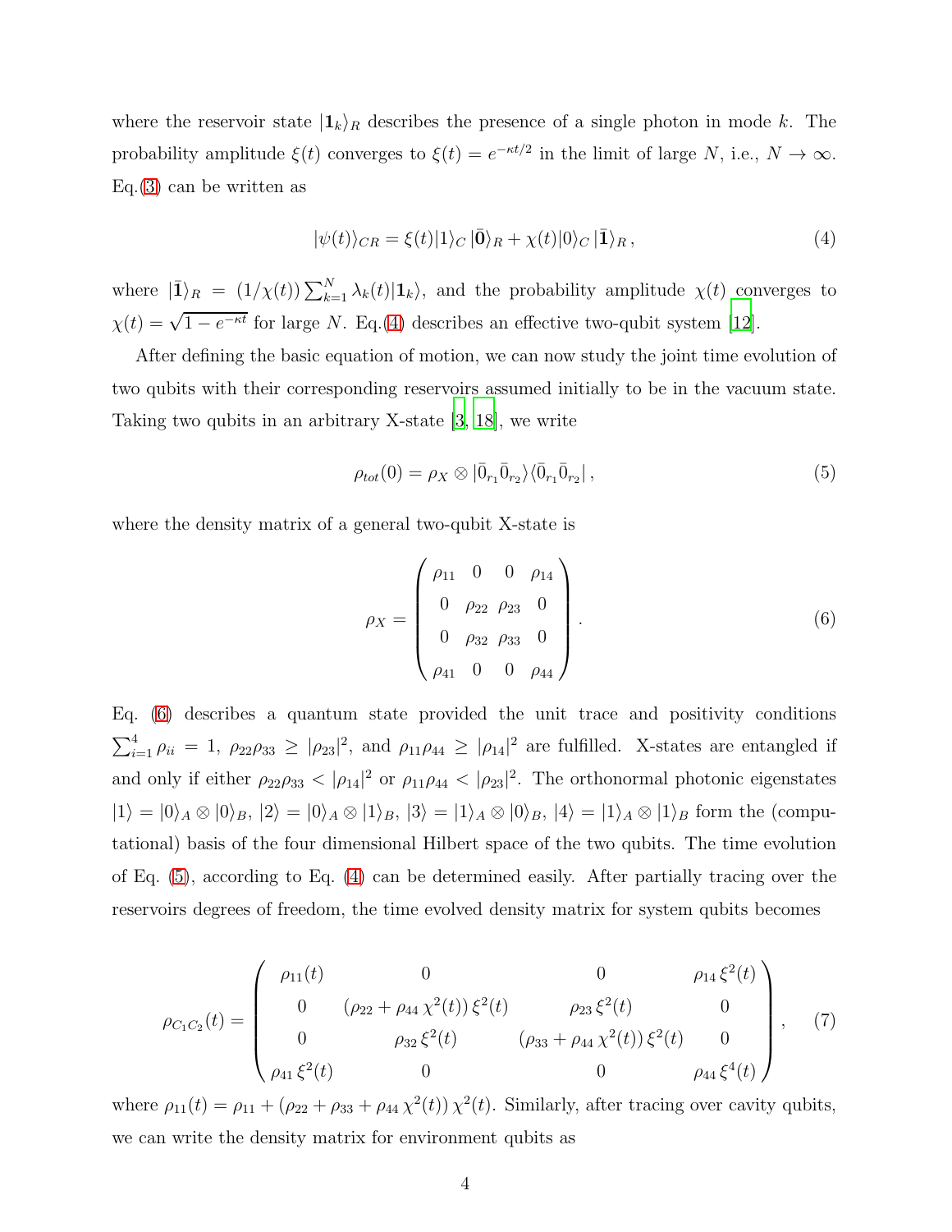where the reservoir state $|\mathbf{1}_k\rangle_R$ describes the presence of a single photon in mode $k$. The probability amplitude $\xi(t)$ converges to $\xi(t) = e^{-\kappa t/2}$ in the limit of large $N$, i.e., $N \to \infty$. Eq.(3) can be written as

$$|\psi(t)\rangle_{CR} = \xi(t)|1\rangle_C\,|\bar{\mathbf{0}}\rangle_R + \chi(t)|0\rangle_C\,|\bar{\mathbf{1}}\rangle_R\,, \tag{4}$$

where $|\bar{\mathbf{1}}\rangle_R = (1/\chi(t))\sum_{k=1}^{N}\lambda_k(t)|\mathbf{1}_k\rangle$, and the probability amplitude $\chi(t)$ converges to $\chi(t) = \sqrt{1-e^{-\kappa t}}$ for large $N$. Eq.(4) describes an effective two-qubit system [12].

After defining the basic equation of motion, we can now study the joint time evolution of two qubits with their corresponding reservoirs assumed initially to be in the vacuum state. Taking two qubits in an arbitrary X-state [3, 18], we write

$$\rho_{tot}(0) = \rho_X \otimes |\bar{0}_{r_1}\bar{0}_{r_2}\rangle\langle\bar{0}_{r_1}\bar{0}_{r_2}|\,, \tag{5}$$

where the density matrix of a general two-qubit X-state is

$$\rho_X = \begin{pmatrix} \rho_{11} & 0 & 0 & \rho_{14} \\ 0 & \rho_{22} & \rho_{23} & 0 \\ 0 & \rho_{32} & \rho_{33} & 0 \\ \rho_{41} & 0 & 0 & \rho_{44} \end{pmatrix}. \tag{6}$$

Eq. (6) describes a quantum state provided the unit trace and positivity conditions $\sum_{i=1}^{4}\rho_{ii} = 1$, $\rho_{22}\rho_{33} \geq |\rho_{23}|^2$, and $\rho_{11}\rho_{44} \geq |\rho_{14}|^2$ are fulfilled. X-states are entangled if and only if either $\rho_{22}\rho_{33} < |\rho_{14}|^2$ or $\rho_{11}\rho_{44} < |\rho_{23}|^2$. The orthonormal photonic eigenstates $|1\rangle = |0\rangle_A \otimes |0\rangle_B$, $|2\rangle = |0\rangle_A \otimes |1\rangle_B$, $|3\rangle = |1\rangle_A \otimes |0\rangle_B$, $|4\rangle = |1\rangle_A \otimes |1\rangle_B$ form the (computational) basis of the four dimensional Hilbert space of the two qubits. The time evolution of Eq. (5), according to Eq. (4) can be determined easily. After partially tracing over the reservoirs degrees of freedom, the time evolved density matrix for system qubits becomes

$$\rho_{C_1C_2}(t) = \begin{pmatrix} \rho_{11}(t) & 0 & 0 & \rho_{14}\,\xi^2(t) \\ 0 & (\rho_{22} + \rho_{44}\,\chi^2(t))\,\xi^2(t) & \rho_{23}\,\xi^2(t) & 0 \\ 0 & \rho_{32}\,\xi^2(t) & (\rho_{33} + \rho_{44}\,\chi^2(t))\,\xi^2(t) & 0 \\ \rho_{41}\,\xi^2(t) & 0 & 0 & \rho_{44}\,\xi^4(t) \end{pmatrix}, \tag{7}$$

where $\rho_{11}(t) = \rho_{11} + (\rho_{22} + \rho_{33} + \rho_{44}\,\chi^2(t))\,\chi^2(t)$. Similarly, after tracing over cavity qubits, we can write the density matrix for environment qubits as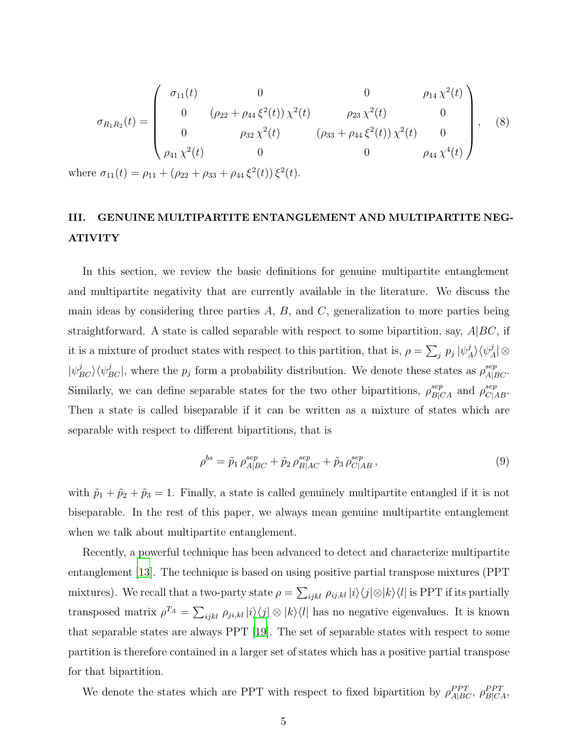$$
\sigma_{R_1R_2}(t) = \begin{pmatrix} \sigma_{11}(t) & 0 & 0 & \rho_{14}\,\chi^2(t) \\ 0 & (\rho_{22} + \rho_{44}\,\xi^2(t))\,\chi^2(t) & \rho_{23}\,\chi^2(t) & 0 \\ 0 & \rho_{32}\,\chi^2(t) & (\rho_{33} + \rho_{44}\,\xi^2(t))\,\chi^2(t) & 0 \\ \rho_{41}\,\chi^2(t) & 0 & 0 & \rho_{44}\,\chi^4(t) \end{pmatrix}, \quad (8)
$$

where $\sigma_{11}(t) = \rho_{11} + (\rho_{22} + \rho_{33} + \rho_{44}\,\xi^2(t))\,\xi^2(t)$.

## III. GENUINE MULTIPARTITE ENTANGLEMENT AND MULTIPARTITE NEGATIVITY

In this section, we review the basic definitions for genuine multipartite entanglement and multipartite negativity that are currently available in the literature. We discuss the main ideas by considering three parties $A$, $B$, and $C$, generalization to more parties being straightforward. A state is called separable with respect to some bipartition, say, $A|BC$, if it is a mixture of product states with respect to this partition, that is, $\rho = \sum_j p_j\,|\psi_A^j\rangle\langle\psi_A^j| \otimes |\psi_{BC}^j\rangle\langle\psi_{BC}^j|$, where the $p_j$ form a probability distribution. We denote these states as $\rho_{A|BC}^{sep}$. Similarly, we can define separable states for the two other bipartitions, $\rho_{B|CA}^{sep}$ and $\rho_{C|AB}^{sep}$. Then a state is called biseparable if it can be written as a mixture of states which are separable with respect to different bipartitions, that is

$$
\rho^{bs} = \tilde{p}_1\,\rho_{A|BC}^{sep} + \tilde{p}_2\,\rho_{B|AC}^{sep} + \tilde{p}_3\,\rho_{C|AB}^{sep}\,, \quad (9)
$$

with $\tilde{p}_1 + \tilde{p}_2 + \tilde{p}_3 = 1$. Finally, a state is called genuinely multipartite entangled if it is not biseparable. In the rest of this paper, we always mean genuine multipartite entanglement when we talk about multipartite entanglement.

Recently, a powerful technique has been advanced to detect and characterize multipartite entanglement [13]. The technique is based on using positive partial transpose mixtures (PPT mixtures). We recall that a two-party state $\rho = \sum_{ijkl}\,\rho_{ij,kl}\,|i\rangle\langle j|\otimes|k\rangle\langle l|$ is PPT if its partially transposed matrix $\rho^{T_A} = \sum_{ijkl}\,\rho_{ji,kl}\,|i\rangle\langle j| \otimes |k\rangle\langle l|$ has no negative eigenvalues. It is known that separable states are always PPT [19]. The set of separable states with respect to some partition is therefore contained in a larger set of states which has a positive partial transpose for that bipartition.

We denote the states which are PPT with respect to fixed bipartition by $\rho_{A|BC}^{PPT}$, $\rho_{B|CA}^{PPT}$,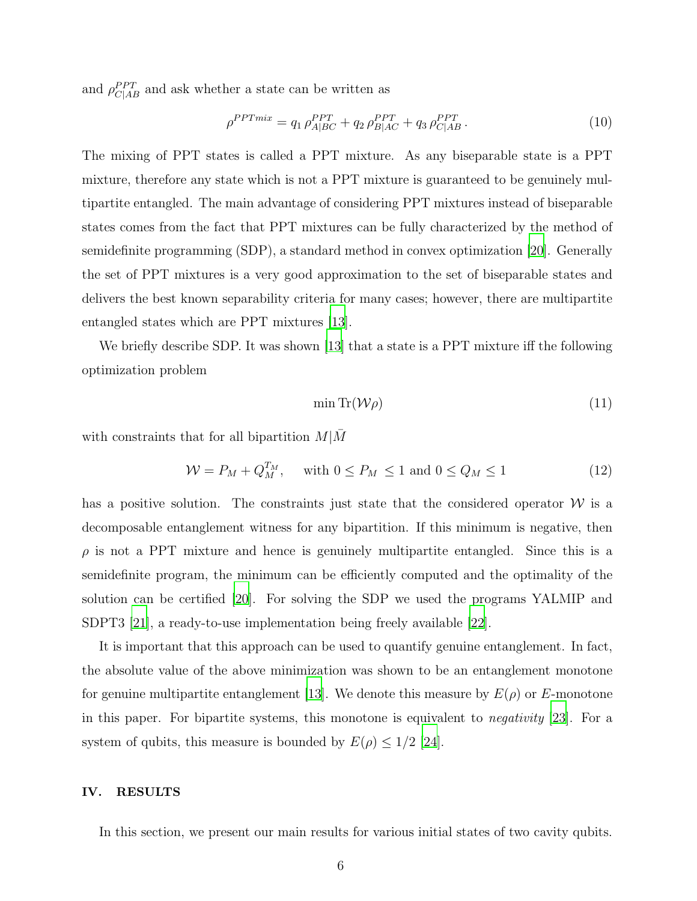and $\rho^{PPT}_{C|AB}$ and ask whether a state can be written as

$$\rho^{PPTmix} = q_1\, \rho^{PPT}_{A|BC} + q_2\, \rho^{PPT}_{B|AC} + q_3\, \rho^{PPT}_{C|AB} \,. \tag{10}$$

The mixing of PPT states is called a PPT mixture. As any biseparable state is a PPT mixture, therefore any state which is not a PPT mixture is guaranteed to be genuinely multipartite entangled. The main advantage of considering PPT mixtures instead of biseparable states comes from the fact that PPT mixtures can be fully characterized by the method of semidefinite programming (SDP), a standard method in convex optimization [20]. Generally the set of PPT mixtures is a very good approximation to the set of biseparable states and delivers the best known separability criteria for many cases; however, there are multipartite entangled states which are PPT mixtures [13].

We briefly describe SDP. It was shown [13] that a state is a PPT mixture iff the following optimization problem

$$\min \mathrm{Tr}(\mathcal{W}\rho) \tag{11}$$

with constraints that for all bipartition $M|\bar{M}$

$$\mathcal{W} = P_M + Q_M^{T_M}, \quad \text{ with } 0 \leq P_M \leq 1 \text{ and } 0 \leq Q_M \leq 1 \tag{12}$$

has a positive solution. The constraints just state that the considered operator $\mathcal{W}$ is a decomposable entanglement witness for any bipartition. If this minimum is negative, then $\rho$ is not a PPT mixture and hence is genuinely multipartite entangled. Since this is a semidefinite program, the minimum can be efficiently computed and the optimality of the solution can be certified [20]. For solving the SDP we used the programs YALMIP and SDPT3 [21], a ready-to-use implementation being freely available [22].

It is important that this approach can be used to quantify genuine entanglement. In fact, the absolute value of the above minimization was shown to be an entanglement monotone for genuine multipartite entanglement [13]. We denote this measure by $E(\rho)$ or $E$-monotone in this paper. For bipartite systems, this monotone is equivalent to *negativity* [23]. For a system of qubits, this measure is bounded by $E(\rho) \leq 1/2$ [24].

## IV. RESULTS

In this section, we present our main results for various initial states of two cavity qubits.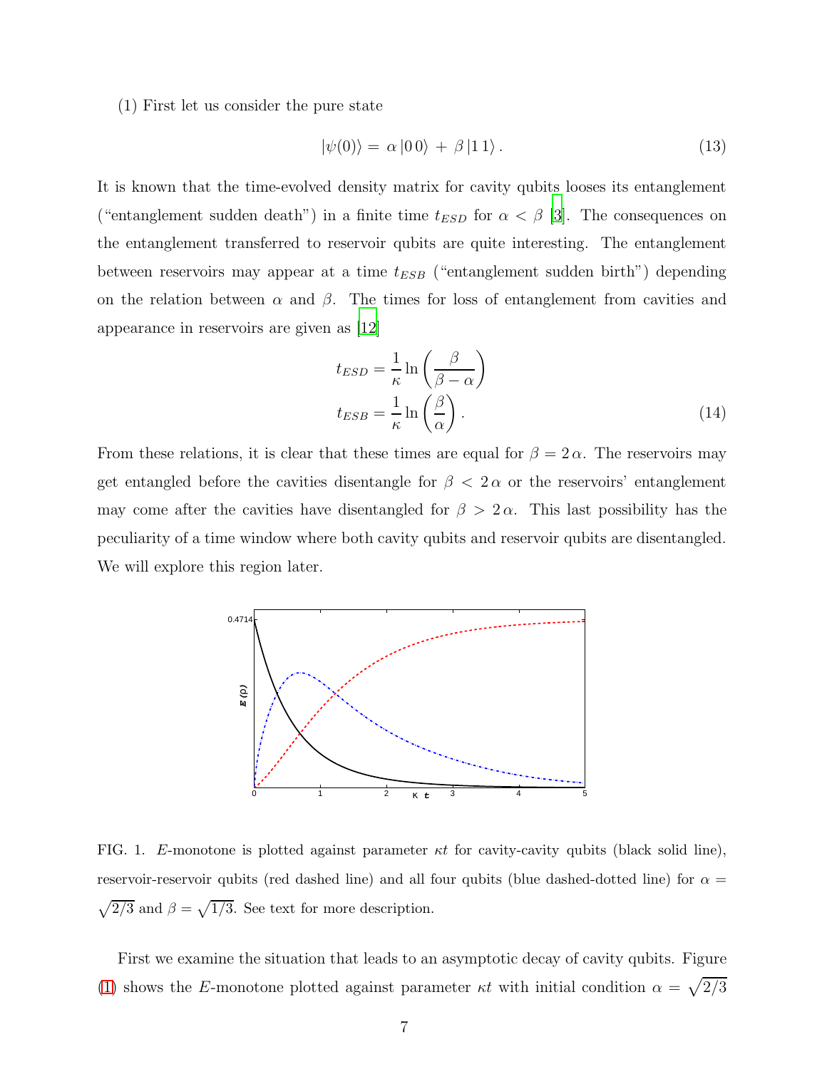(1) First let us consider the pure state

$$|\psi(0)\rangle = \alpha\,|0\,0\rangle + \beta\,|1\,1\rangle\,. \tag{13}$$

It is known that the time-evolved density matrix for cavity qubits looses its entanglement ("entanglement sudden death") in a finite time $t_{ESD}$ for $\alpha < \beta$ [3]. The consequences on the entanglement transferred to reservoir qubits are quite interesting. The entanglement between reservoirs may appear at a time $t_{ESB}$ ("entanglement sudden birth") depending on the relation between $\alpha$ and $\beta$. The times for loss of entanglement from cavities and appearance in reservoirs are given as [12]

$$\begin{aligned} t_{ESD} &= \frac{1}{\kappa}\ln\left(\frac{\beta}{\beta-\alpha}\right) \\ t_{ESB} &= \frac{1}{\kappa}\ln\left(\frac{\beta}{\alpha}\right). \end{aligned} \tag{14}$$

From these relations, it is clear that these times are equal for $\beta = 2\,\alpha$. The reservoirs may get entangled before the cavities disentangle for $\beta < 2\,\alpha$ or the reservoirs' entanglement may come after the cavities have disentangled for $\beta > 2\,\alpha$. This last possibility has the peculiarity of a time window where both cavity qubits and reservoir qubits are disentangled. We will explore this region later.

FIG. 1. $E$-monotone is plotted against parameter $\kappa t$ for cavity-cavity qubits (black solid line), reservoir-reservoir qubits (red dashed line) and all four qubits (blue dashed-dotted line) for $\alpha = \sqrt{2/3}$ and $\beta = \sqrt{1/3}$. See text for more description.

First we examine the situation that leads to an asymptotic decay of cavity qubits. Figure (1) shows the $E$-monotone plotted against parameter $\kappa t$ with initial condition $\alpha = \sqrt{2/3}$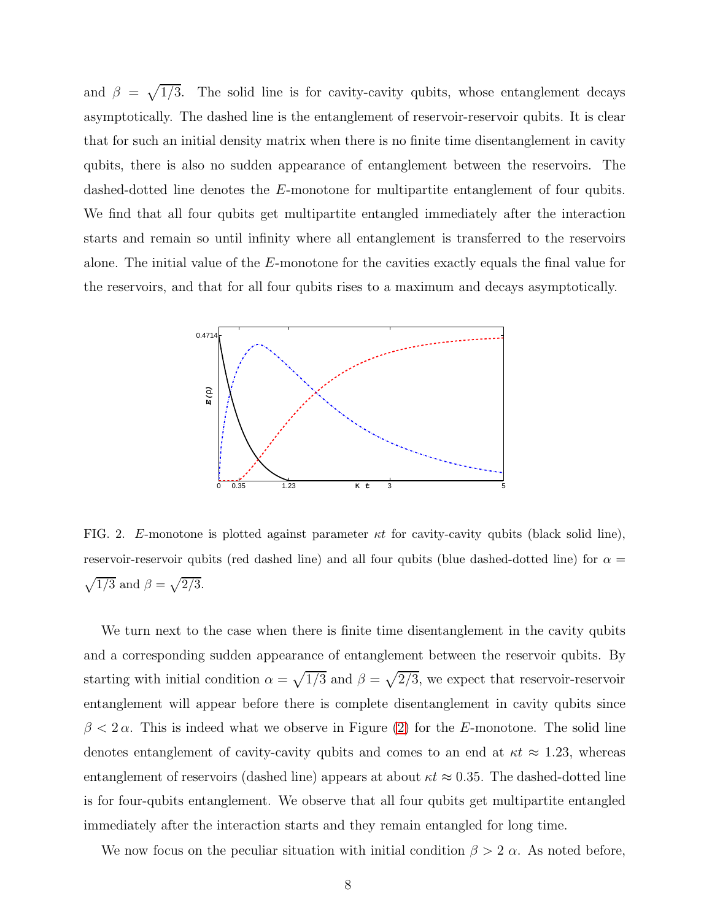and $\beta = \sqrt{1/3}$. The solid line is for cavity-cavity qubits, whose entanglement decays asymptotically. The dashed line is the entanglement of reservoir-reservoir qubits. It is clear that for such an initial density matrix when there is no finite time disentanglement in cavity qubits, there is also no sudden appearance of entanglement between the reservoirs. The dashed-dotted line denotes the $E$-monotone for multipartite entanglement of four qubits. We find that all four qubits get multipartite entangled immediately after the interaction starts and remain so until infinity where all entanglement is transferred to the reservoirs alone. The initial value of the $E$-monotone for the cavities exactly equals the final value for the reservoirs, and that for all four qubits rises to a maximum and decays asymptotically.

FIG. 2. $E$-monotone is plotted against parameter $\kappa t$ for cavity-cavity qubits (black solid line), reservoir-reservoir qubits (red dashed line) and all four qubits (blue dashed-dotted line) for $\alpha = \sqrt{1/3}$ and $\beta = \sqrt{2/3}$.

We turn next to the case when there is finite time disentanglement in the cavity qubits and a corresponding sudden appearance of entanglement between the reservoir qubits. By starting with initial condition $\alpha = \sqrt{1/3}$ and $\beta = \sqrt{2/3}$, we expect that reservoir-reservoir entanglement will appear before there is complete disentanglement in cavity qubits since $\beta < 2\,\alpha$. This is indeed what we observe in Figure (2) for the $E$-monotone. The solid line denotes entanglement of cavity-cavity qubits and comes to an end at $\kappa t \approx 1.23$, whereas entanglement of reservoirs (dashed line) appears at about $\kappa t \approx 0.35$. The dashed-dotted line is for four-qubits entanglement. We observe that all four qubits get multipartite entangled immediately after the interaction starts and they remain entangled for long time.

We now focus on the peculiar situation with initial condition $\beta > 2\,\alpha$. As noted before,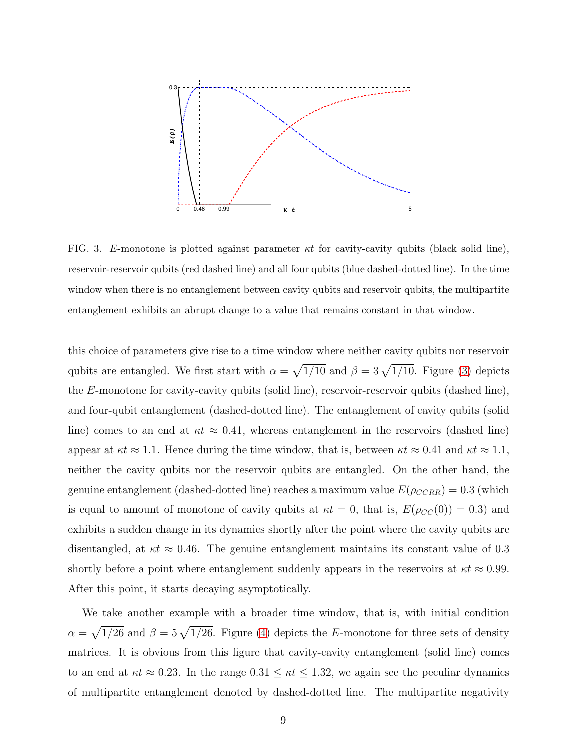FIG. 3. $E$-monotone is plotted against parameter $\kappa t$ for cavity-cavity qubits (black solid line), reservoir-reservoir qubits (red dashed line) and all four qubits (blue dashed-dotted line). In the time window when there is no entanglement between cavity qubits and reservoir qubits, the multipartite entanglement exhibits an abrupt change to a value that remains constant in that window.

this choice of parameters give rise to a time window where neither cavity qubits nor reservoir qubits are entangled. We first start with $\alpha = \sqrt{1/10}$ and $\beta = 3\sqrt{1/10}$. Figure (3) depicts the $E$-monotone for cavity-cavity qubits (solid line), reservoir-reservoir qubits (dashed line), and four-qubit entanglement (dashed-dotted line). The entanglement of cavity qubits (solid line) comes to an end at $\kappa t \approx 0.41$, whereas entanglement in the reservoirs (dashed line) appear at $\kappa t \approx 1.1$. Hence during the time window, that is, between $\kappa t \approx 0.41$ and $\kappa t \approx 1.1$, neither the cavity qubits nor the reservoir qubits are entangled. On the other hand, the genuine entanglement (dashed-dotted line) reaches a maximum value $E(\rho_{CCRR}) = 0.3$ (which is equal to amount of monotone of cavity qubits at $\kappa t = 0$, that is, $E(\rho_{CC}(0)) = 0.3$) and exhibits a sudden change in its dynamics shortly after the point where the cavity qubits are disentangled, at $\kappa t \approx 0.46$. The genuine entanglement maintains its constant value of 0.3 shortly before a point where entanglement suddenly appears in the reservoirs at $\kappa t \approx 0.99$. After this point, it starts decaying asymptotically.

We take another example with a broader time window, that is, with initial condition $\alpha = \sqrt{1/26}$ and $\beta = 5\sqrt{1/26}$. Figure (4) depicts the $E$-monotone for three sets of density matrices. It is obvious from this figure that cavity-cavity entanglement (solid line) comes to an end at $\kappa t \approx 0.23$. In the range $0.31 \leq \kappa t \leq 1.32$, we again see the peculiar dynamics of multipartite entanglement denoted by dashed-dotted line. The multipartite negativity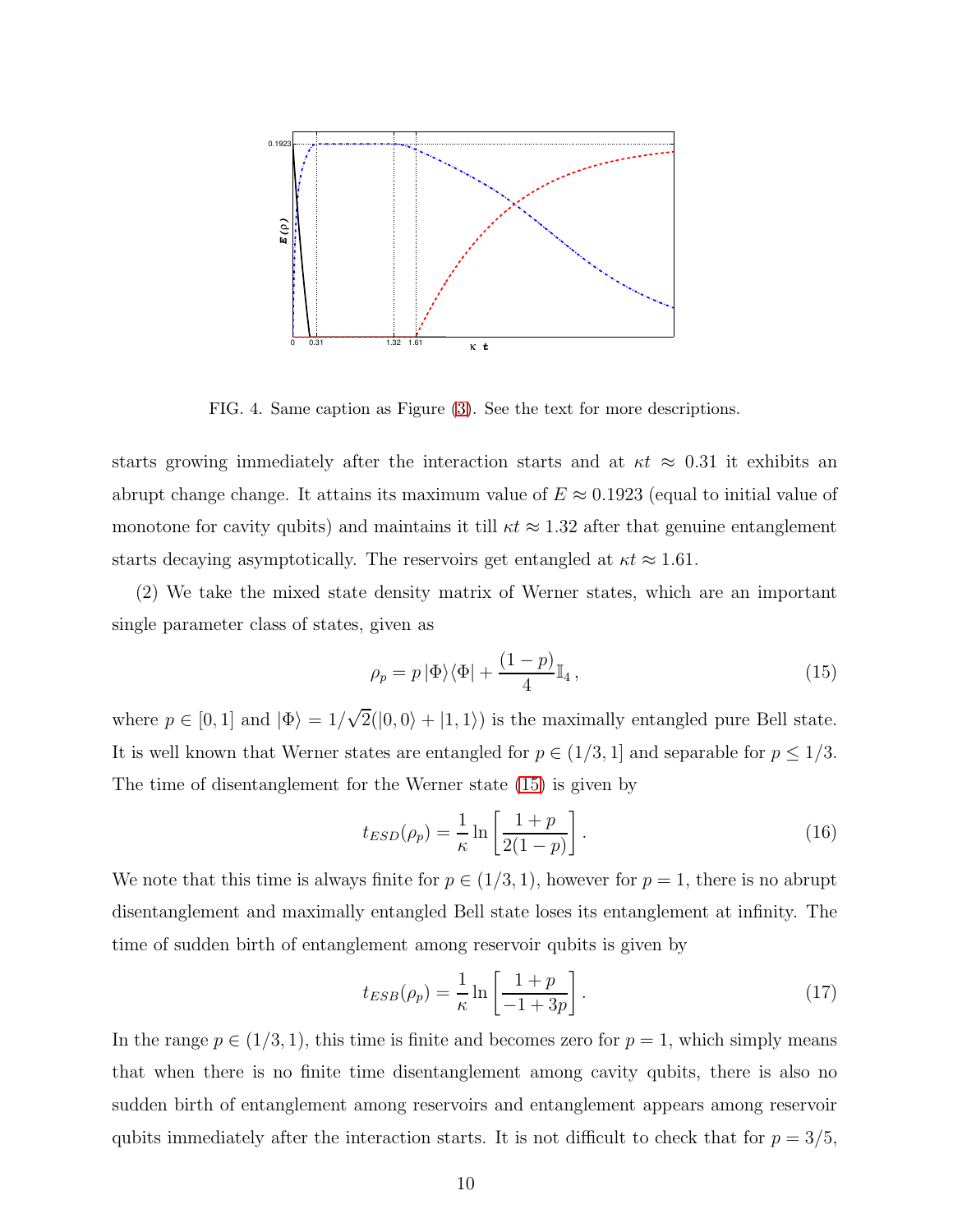FIG. 4. Same caption as Figure (3). See the text for more descriptions.

starts growing immediately after the interaction starts and at $\kappa t \approx 0.31$ it exhibits an abrupt change change. It attains its maximum value of $E \approx 0.1923$ (equal to initial value of monotone for cavity qubits) and maintains it till $\kappa t \approx 1.32$ after that genuine entanglement starts decaying asymptotically. The reservoirs get entangled at $\kappa t \approx 1.61$.

(2) We take the mixed state density matrix of Werner states, which are an important single parameter class of states, given as

$$\rho_p = p\,|\Phi\rangle\langle\Phi| + \frac{(1-p)}{4}\mathbb{I}_4\,, \tag{15}$$

where $p \in [0,1]$ and $|\Phi\rangle = 1/\sqrt{2}(|0,0\rangle + |1,1\rangle)$ is the maximally entangled pure Bell state. It is well known that Werner states are entangled for $p \in (1/3, 1]$ and separable for $p \leq 1/3$. The time of disentanglement for the Werner state (15) is given by

$$t_{ESD}(\rho_p) = \frac{1}{\kappa}\ln\left[\frac{1+p}{2(1-p)}\right]. \tag{16}$$

We note that this time is always finite for $p \in (1/3, 1)$, however for $p = 1$, there is no abrupt disentanglement and maximally entangled Bell state loses its entanglement at infinity. The time of sudden birth of entanglement among reservoir qubits is given by

$$t_{ESB}(\rho_p) = \frac{1}{\kappa}\ln\left[\frac{1+p}{-1+3p}\right]. \tag{17}$$

In the range $p \in (1/3, 1)$, this time is finite and becomes zero for $p = 1$, which simply means that when there is no finite time disentanglement among cavity qubits, there is also no sudden birth of entanglement among reservoirs and entanglement appears among reservoir qubits immediately after the interaction starts. It is not difficult to check that for $p = 3/5$,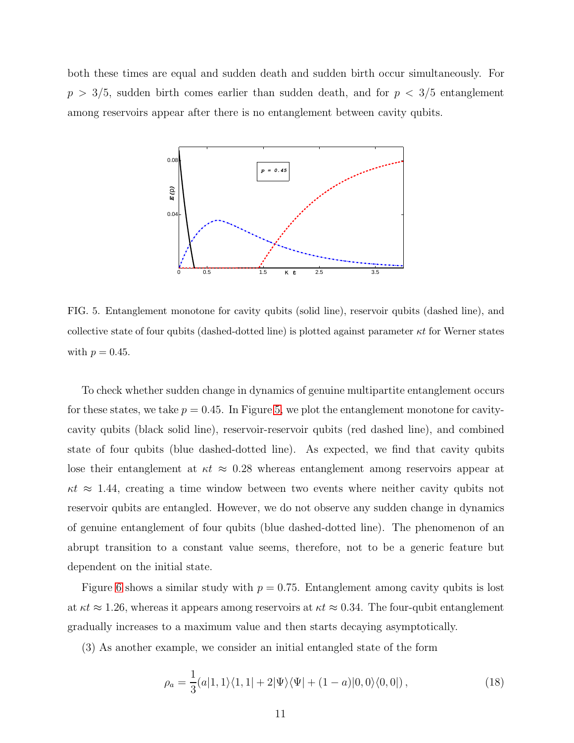both these times are equal and sudden death and sudden birth occur simultaneously. For $p > 3/5$, sudden birth comes earlier than sudden death, and for $p < 3/5$ entanglement among reservoirs appear after there is no entanglement between cavity qubits.

FIG. 5. Entanglement monotone for cavity qubits (solid line), reservoir qubits (dashed line), and collective state of four qubits (dashed-dotted line) is plotted against parameter $\kappa t$ for Werner states with $p = 0.45$.

To check whether sudden change in dynamics of genuine multipartite entanglement occurs for these states, we take $p = 0.45$. In Figure 5, we plot the entanglement monotone for cavity-cavity qubits (black solid line), reservoir-reservoir qubits (red dashed line), and combined state of four qubits (blue dashed-dotted line). As expected, we find that cavity qubits lose their entanglement at $\kappa t \approx 0.28$ whereas entanglement among reservoirs appear at $\kappa t \approx 1.44$, creating a time window between two events where neither cavity qubits not reservoir qubits are entangled. However, we do not observe any sudden change in dynamics of genuine entanglement of four qubits (blue dashed-dotted line). The phenomenon of an abrupt transition to a constant value seems, therefore, not to be a generic feature but dependent on the initial state.

Figure 6 shows a similar study with $p = 0.75$. Entanglement among cavity qubits is lost at $\kappa t \approx 1.26$, whereas it appears among reservoirs at $\kappa t \approx 0.34$. The four-qubit entanglement gradually increases to a maximum value and then starts decaying asymptotically.

(3) As another example, we consider an initial entangled state of the form

$$\rho_a = \frac{1}{3}(a|1,1\rangle\langle 1,1| + 2|\Psi\rangle\langle\Psi| + (1-a)|0,0\rangle\langle 0,0|)\,, \tag{18}$$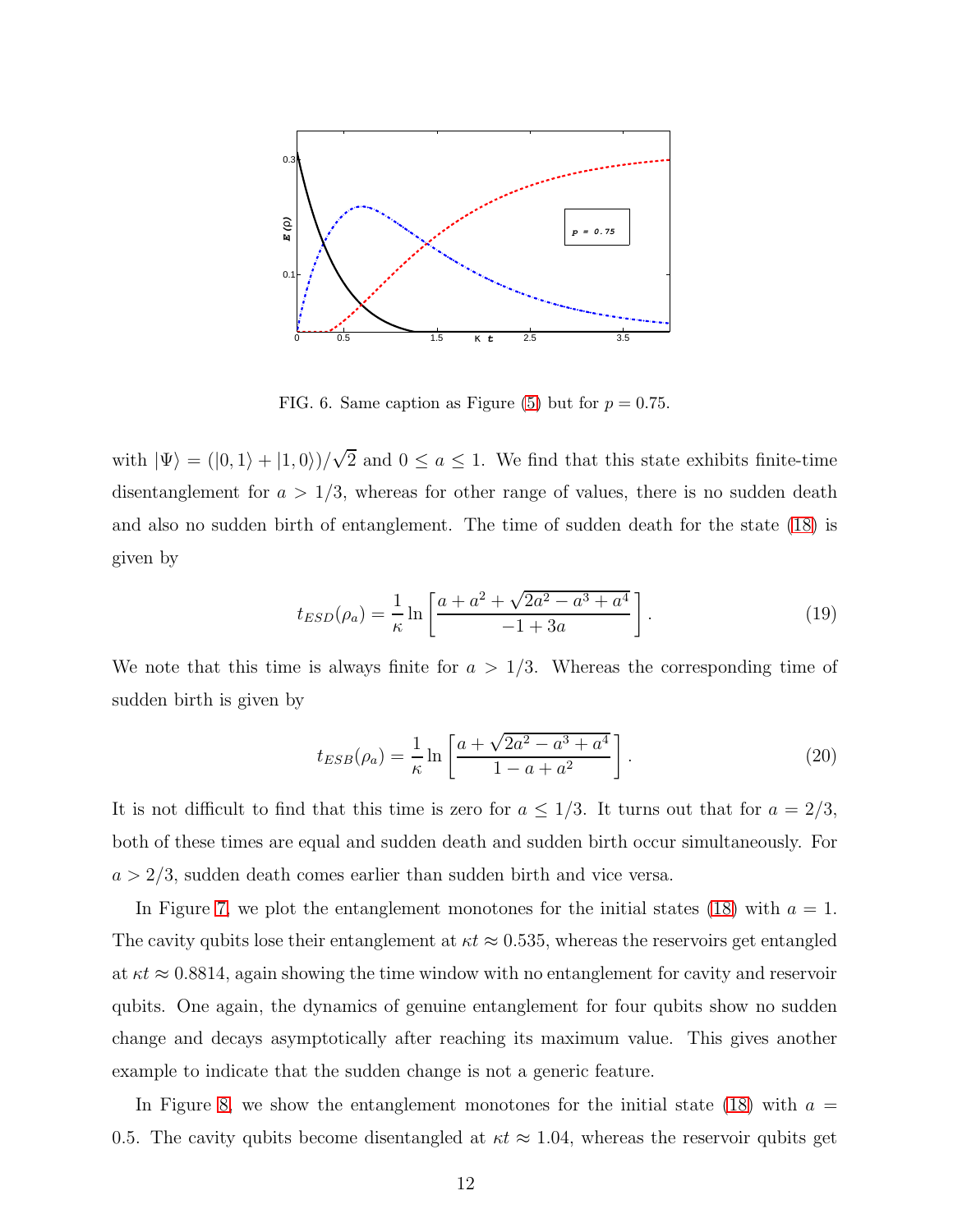FIG. 6. Same caption as Figure (5) but for $p = 0.75$.

with $|\Psi\rangle = (|0,1\rangle + |1,0\rangle)/\sqrt{2}$ and $0 \leq a \leq 1$. We find that this state exhibits finite-time disentanglement for $a > 1/3$, whereas for other range of values, there is no sudden death and also no sudden birth of entanglement. The time of sudden death for the state (18) is given by

$$t_{ESD}(\rho_a) = \frac{1}{\kappa} \ln \left[ \frac{a + a^2 + \sqrt{2a^2 - a^3 + a^4}}{-1 + 3a} \right]. \tag{19}$$

We note that this time is always finite for $a > 1/3$. Whereas the corresponding time of sudden birth is given by

$$t_{ESB}(\rho_a) = \frac{1}{\kappa} \ln \left[ \frac{a + \sqrt{2a^2 - a^3 + a^4}}{1 - a + a^2} \right]. \tag{20}$$

It is not difficult to find that this time is zero for $a \leq 1/3$. It turns out that for $a = 2/3$, both of these times are equal and sudden death and sudden birth occur simultaneously. For $a > 2/3$, sudden death comes earlier than sudden birth and vice versa.

In Figure 7, we plot the entanglement monotones for the initial states (18) with $a = 1$. The cavity qubits lose their entanglement at $\kappa t \approx 0.535$, whereas the reservoirs get entangled at $\kappa t \approx 0.8814$, again showing the time window with no entanglement for cavity and reservoir qubits. One again, the dynamics of genuine entanglement for four qubits show no sudden change and decays asymptotically after reaching its maximum value. This gives another example to indicate that the sudden change is not a generic feature.

In Figure 8, we show the entanglement monotones for the initial state (18) with $a = 0.5$. The cavity qubits become disentangled at $\kappa t \approx 1.04$, whereas the reservoir qubits get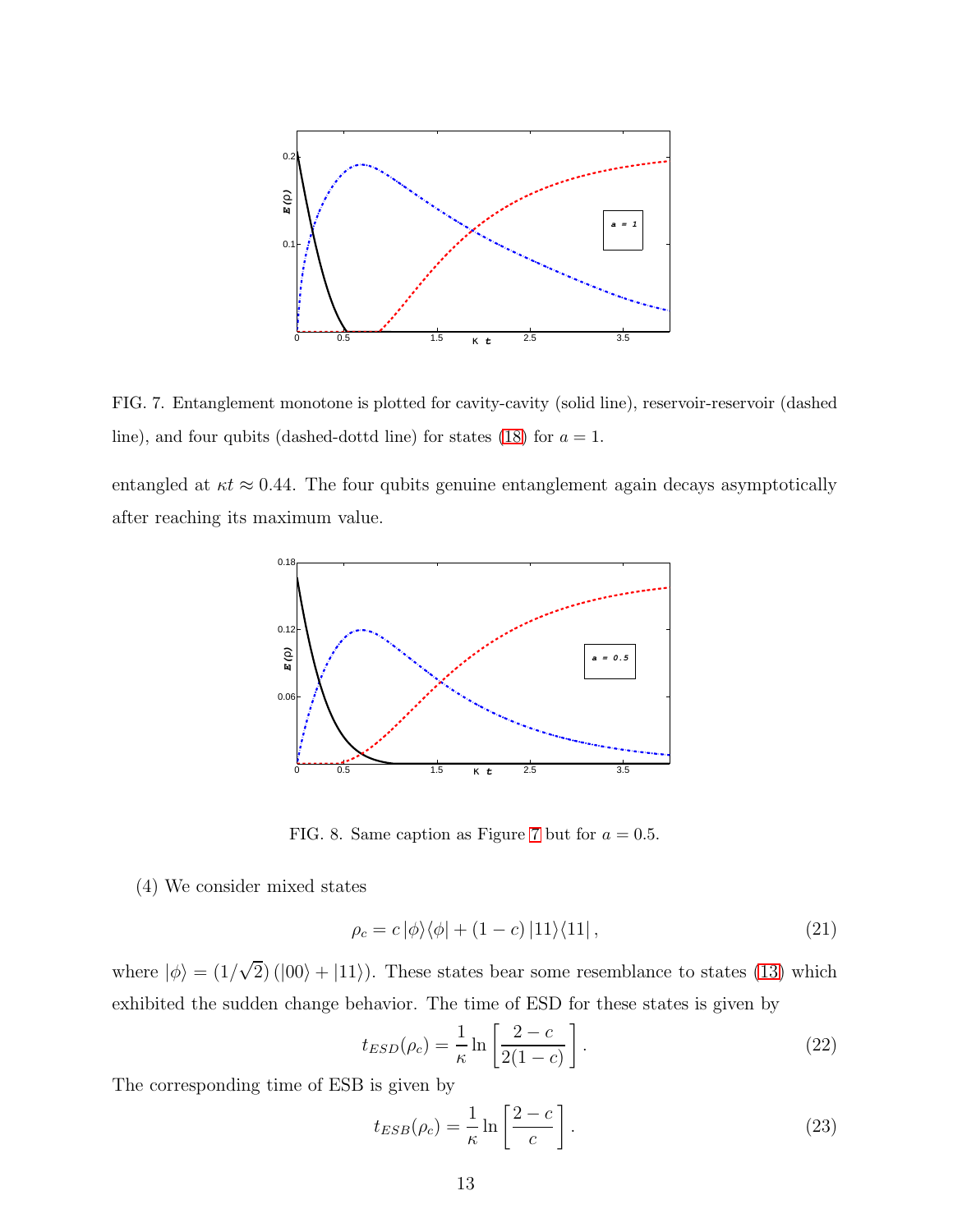FIG. 7. Entanglement monotone is plotted for cavity-cavity (solid line), reservoir-reservoir (dashed line), and four qubits (dashed-dottd line) for states (18) for $a = 1$.

entangled at $\kappa t \approx 0.44$. The four qubits genuine entanglement again decays asymptotically after reaching its maximum value.

FIG. 8. Same caption as Figure 7 but for $a = 0.5$.

(4) We consider mixed states

$$\rho_c = c\,|\phi\rangle\langle\phi| + (1-c)\,|11\rangle\langle 11|\,, \tag{21}$$

where $|\phi\rangle = (1/\sqrt{2})\,(|00\rangle + |11\rangle)$. These states bear some resemblance to states (13) which exhibited the sudden change behavior. The time of ESD for these states is given by

$$t_{ESD}(\rho_c) = \frac{1}{\kappa} \ln\left[\frac{2-c}{2(1-c)}\right]. \tag{22}$$

The corresponding time of ESB is given by

$$t_{ESB}(\rho_c) = \frac{1}{\kappa} \ln\left[\frac{2-c}{c}\right]. \tag{23}$$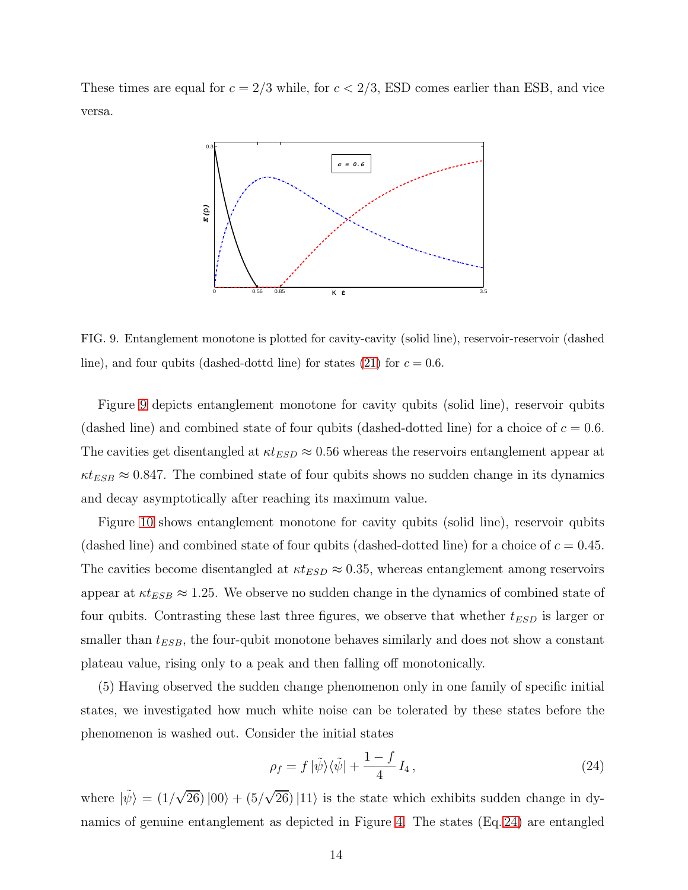These times are equal for $c = 2/3$ while, for $c < 2/3$, ESD comes earlier than ESB, and vice versa.

FIG. 9. Entanglement monotone is plotted for cavity-cavity (solid line), reservoir-reservoir (dashed line), and four qubits (dashed-dottd line) for states (21) for $c = 0.6$.

Figure 9 depicts entanglement monotone for cavity qubits (solid line), reservoir qubits (dashed line) and combined state of four qubits (dashed-dotted line) for a choice of $c = 0.6$. The cavities get disentangled at $\kappa t_{ESD} \approx 0.56$ whereas the reservoirs entanglement appear at $\kappa t_{ESB} \approx 0.847$. The combined state of four qubits shows no sudden change in its dynamics and decay asymptotically after reaching its maximum value.

Figure 10 shows entanglement monotone for cavity qubits (solid line), reservoir qubits (dashed line) and combined state of four qubits (dashed-dotted line) for a choice of $c = 0.45$. The cavities become disentangled at $\kappa t_{ESD} \approx 0.35$, whereas entanglement among reservoirs appear at $\kappa t_{ESB} \approx 1.25$. We observe no sudden change in the dynamics of combined state of four qubits. Contrasting these last three figures, we observe that whether $t_{ESD}$ is larger or smaller than $t_{ESB}$, the four-qubit monotone behaves similarly and does not show a constant plateau value, rising only to a peak and then falling off monotonically.

(5) Having observed the sudden change phenomenon only in one family of specific initial states, we investigated how much white noise can be tolerated by these states before the phenomenon is washed out. Consider the initial states

$$\rho_f = f\,|\tilde{\psi}\rangle\langle\tilde{\psi}| + \frac{1-f}{4}\,I_4\,, \tag{24}$$

where $|\tilde{\psi}\rangle = (1/\sqrt{26})\,|00\rangle + (5/\sqrt{26})\,|11\rangle$ is the state which exhibits sudden change in dynamics of genuine entanglement as depicted in Figure 4. The states (Eq. 24) are entangled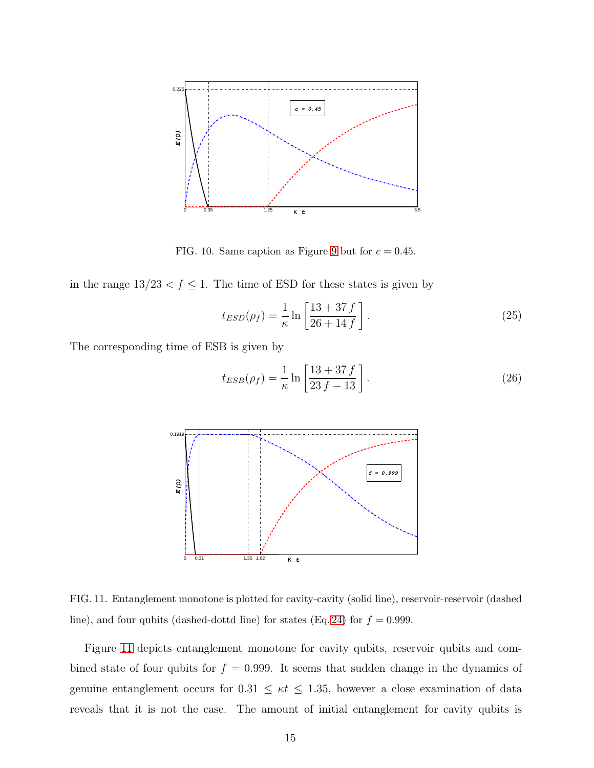FIG. 10. Same caption as Figure 9 but for $c = 0.45$.

in the range $13/23 < f \leq 1$. The time of ESD for these states is given by

$$t_{ESD}(\rho_f) = \frac{1}{\kappa} \ln \left[ \frac{13 + 37\, f}{26 + 14\, f} \right]. \tag{25}$$

The corresponding time of ESB is given by

$$t_{ESB}(\rho_f) = \frac{1}{\kappa} \ln \left[ \frac{13 + 37\, f}{23\, f - 13} \right]. \tag{26}$$

FIG. 11. Entanglement monotone is plotted for cavity-cavity (solid line), reservoir-reservoir (dashed line), and four qubits (dashed-dottd line) for states (Eq.24) for $f = 0.999$.

Figure 11 depicts entanglement monotone for cavity qubits, reservoir qubits and combined state of four qubits for $f = 0.999$. It seems that sudden change in the dynamics of genuine entanglement occurs for $0.31 \leq \kappa t \leq 1.35$, however a close examination of data reveals that it is not the case. The amount of initial entanglement for cavity qubits is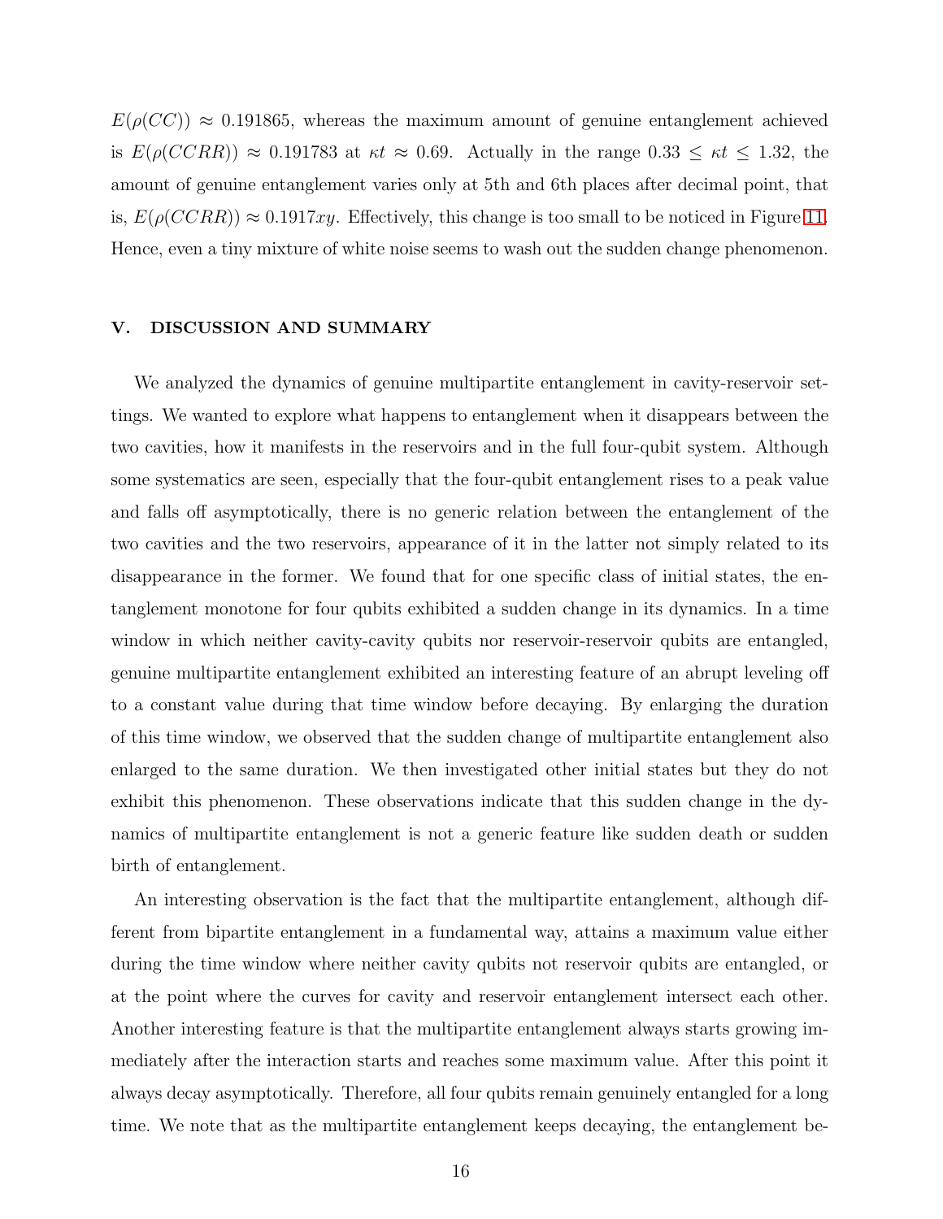$E(\rho(CC)) \approx 0.191865$, whereas the maximum amount of genuine entanglement achieved is $E(\rho(CCRR)) \approx 0.191783$ at $\kappa t \approx 0.69$. Actually in the range $0.33 \leq \kappa t \leq 1.32$, the amount of genuine entanglement varies only at 5th and 6th places after decimal point, that is, $E(\rho(CCRR)) \approx 0.1917xy$. Effectively, this change is too small to be noticed in Figure 11. Hence, even a tiny mixture of white noise seems to wash out the sudden change phenomenon.

## V. DISCUSSION AND SUMMARY

We analyzed the dynamics of genuine multipartite entanglement in cavity-reservoir settings. We wanted to explore what happens to entanglement when it disappears between the two cavities, how it manifests in the reservoirs and in the full four-qubit system. Although some systematics are seen, especially that the four-qubit entanglement rises to a peak value and falls off asymptotically, there is no generic relation between the entanglement of the two cavities and the two reservoirs, appearance of it in the latter not simply related to its disappearance in the former. We found that for one specific class of initial states, the entanglement monotone for four qubits exhibited a sudden change in its dynamics. In a time window in which neither cavity-cavity qubits nor reservoir-reservoir qubits are entangled, genuine multipartite entanglement exhibited an interesting feature of an abrupt leveling off to a constant value during that time window before decaying. By enlarging the duration of this time window, we observed that the sudden change of multipartite entanglement also enlarged to the same duration. We then investigated other initial states but they do not exhibit this phenomenon. These observations indicate that this sudden change in the dynamics of multipartite entanglement is not a generic feature like sudden death or sudden birth of entanglement.

An interesting observation is the fact that the multipartite entanglement, although different from bipartite entanglement in a fundamental way, attains a maximum value either during the time window where neither cavity qubits not reservoir qubits are entangled, or at the point where the curves for cavity and reservoir entanglement intersect each other. Another interesting feature is that the multipartite entanglement always starts growing immediately after the interaction starts and reaches some maximum value. After this point it always decay asymptotically. Therefore, all four qubits remain genuinely entangled for a long time. We note that as the multipartite entanglement keeps decaying, the entanglement be-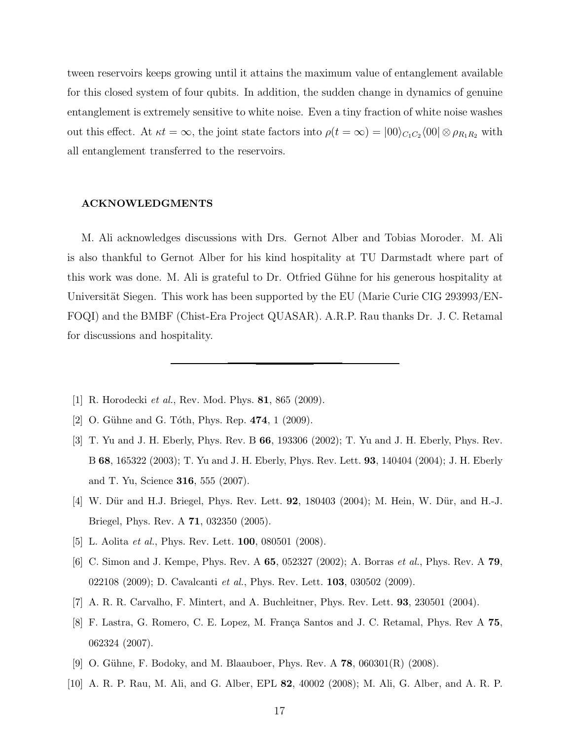tween reservoirs keeps growing until it attains the maximum value of entanglement available for this closed system of four qubits. In addition, the sudden change in dynamics of genuine entanglement is extremely sensitive to white noise. Even a tiny fraction of white noise washes out this effect. At $\kappa t = \infty$, the joint state factors into $\rho(t = \infty) = |00\rangle_{C_1C_2}\langle 00| \otimes \rho_{R_1R_2}$ with all entanglement transferred to the reservoirs.

### ACKNOWLEDGMENTS

M. Ali acknowledges discussions with Drs. Gernot Alber and Tobias Moroder. M. Ali is also thankful to Gernot Alber for his kind hospitality at TU Darmstadt where part of this work was done. M. Ali is grateful to Dr. Otfried Gühne for his generous hospitality at Universität Siegen. This work has been supported by the EU (Marie Curie CIG 293993/ENFOQI) and the BMBF (Chist-Era Project QUASAR). A.R.P. Rau thanks Dr. J. C. Retamal for discussions and hospitality.

---

[1] R. Horodecki *et al.*, Rev. Mod. Phys. **81**, 865 (2009).

[2] O. Gühne and G. Tóth, Phys. Rep. **474**, 1 (2009).

[3] T. Yu and J. H. Eberly, Phys. Rev. B **66**, 193306 (2002); T. Yu and J. H. Eberly, Phys. Rev. B **68**, 165322 (2003); T. Yu and J. H. Eberly, Phys. Rev. Lett. **93**, 140404 (2004); J. H. Eberly and T. Yu, Science **316**, 555 (2007).

[4] W. Dür and H.J. Briegel, Phys. Rev. Lett. **92**, 180403 (2004); M. Hein, W. Dür, and H.-J. Briegel, Phys. Rev. A **71**, 032350 (2005).

[5] L. Aolita *et al.*, Phys. Rev. Lett. **100**, 080501 (2008).

[6] C. Simon and J. Kempe, Phys. Rev. A **65**, 052327 (2002); A. Borras *et al.*, Phys. Rev. A **79**, 022108 (2009); D. Cavalcanti *et al.*, Phys. Rev. Lett. **103**, 030502 (2009).

[7] A. R. R. Carvalho, F. Mintert, and A. Buchleitner, Phys. Rev. Lett. **93**, 230501 (2004).

[8] F. Lastra, G. Romero, C. E. Lopez, M. França Santos and J. C. Retamal, Phys. Rev A **75**, 062324 (2007).

[9] O. Gühne, F. Bodoky, and M. Blaauboer, Phys. Rev. A **78**, 060301(R) (2008).

[10] A. R. P. Rau, M. Ali, and G. Alber, EPL **82**, 40002 (2008); M. Ali, G. Alber, and A. R. P.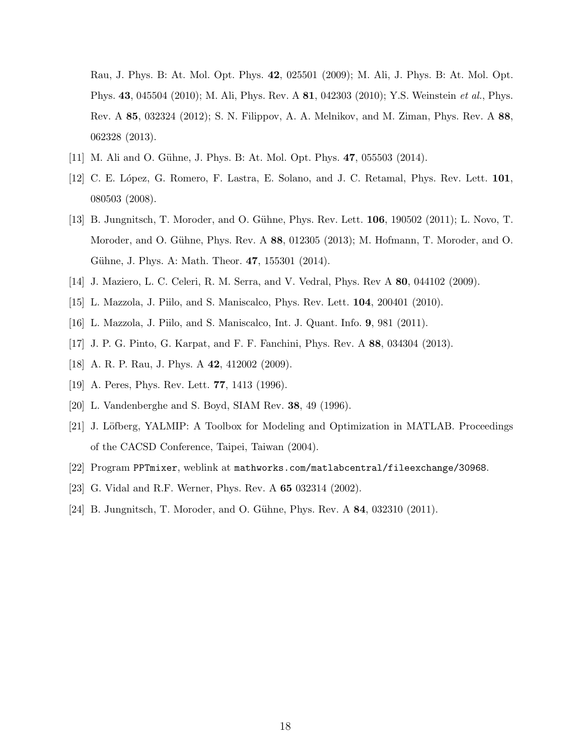Rau, J. Phys. B: At. Mol. Opt. Phys. **42**, 025501 (2009); M. Ali, J. Phys. B: At. Mol. Opt. Phys. **43**, 045504 (2010); M. Ali, Phys. Rev. A **81**, 042303 (2010); Y.S. Weinstein *et al.*, Phys. Rev. A **85**, 032324 (2012); S. N. Filippov, A. A. Melnikov, and M. Ziman, Phys. Rev. A **88**, 062328 (2013).

[11] M. Ali and O. Gühne, J. Phys. B: At. Mol. Opt. Phys. **47**, 055503 (2014).

[12] C. E. López, G. Romero, F. Lastra, E. Solano, and J. C. Retamal, Phys. Rev. Lett. **101**, 080503 (2008).

[13] B. Jungnitsch, T. Moroder, and O. Gühne, Phys. Rev. Lett. **106**, 190502 (2011); L. Novo, T. Moroder, and O. Gühne, Phys. Rev. A **88**, 012305 (2013); M. Hofmann, T. Moroder, and O. Gühne, J. Phys. A: Math. Theor. **47**, 155301 (2014).

[14] J. Maziero, L. C. Celeri, R. M. Serra, and V. Vedral, Phys. Rev A **80**, 044102 (2009).

[15] L. Mazzola, J. Piilo, and S. Maniscalco, Phys. Rev. Lett. **104**, 200401 (2010).

[16] L. Mazzola, J. Piilo, and S. Maniscalco, Int. J. Quant. Info. **9**, 981 (2011).

[17] J. P. G. Pinto, G. Karpat, and F. F. Fanchini, Phys. Rev. A **88**, 034304 (2013).

[18] A. R. P. Rau, J. Phys. A **42**, 412002 (2009).

[19] A. Peres, Phys. Rev. Lett. **77**, 1413 (1996).

[20] L. Vandenberghe and S. Boyd, SIAM Rev. **38**, 49 (1996).

[21] J. Löfberg, YALMIP: A Toolbox for Modeling and Optimization in MATLAB. Proceedings of the CACSD Conference, Taipei, Taiwan (2004).

[22] Program `PPTmixer`, weblink at `mathworks.com/matlabcentral/fileexchange/30968`.

[23] G. Vidal and R.F. Werner, Phys. Rev. A **65** 032314 (2002).

[24] B. Jungnitsch, T. Moroder, and O. Gühne, Phys. Rev. A **84**, 032310 (2011).